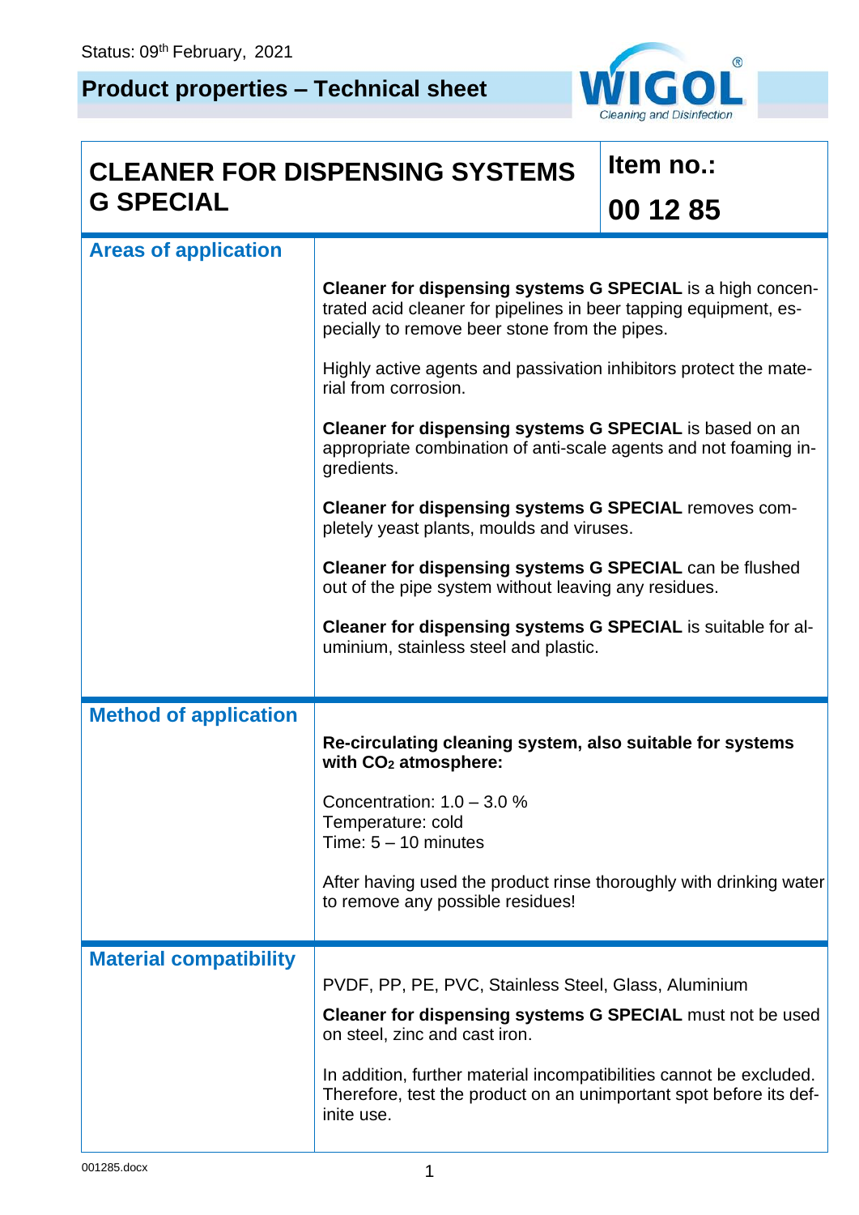Status: 09th February, 2021

# Product properties – Technical sheet

## CLEANER FOR DISPENSING SYSTEMS G SPECIAL

**Item no.: 00 12 85**

### Areas of application

**Cleaner for dispensing systems G SPECIAL** is a high concentrated acid cleaner for pipelines in beer tapping equipment, especially to remove beer stone from the pipes.

Highly active agents and passivation inhibitors protect the material from corrosion.

**Cleaner for dispensing systems G SPECIAL** is based on an appropriate combination of anti-scale agents and not foaming ingredients.

**Cleaner for dispensing systems G SPECIAL** removes completely yeast plants, moulds and viruses.

**Cleaner for dispensing systems G SPECIAL** can be flushed out of the pipe system without leaving any residues.

**Cleaner for dispensing systems G SPECIAL** is suitable for aluminium, stainless steel and plastic.

### Method of application

**Re-circulating cleaning system, also suitable for systems with $CO_2$ atmosphere:**

Concentration: 1.0 – 3.0 %
Temperature: cold
Time: 5 – 10 minutes

After having used the product rinse thoroughly with drinking water to remove any possible residues!

### Material compatibility

PVDF, PP, PE, PVC, Stainless Steel, Glass, Aluminium

**Cleaner for dispensing systems G SPECIAL** must not be used on steel, zinc and cast iron.

In addition, further material incompatibilities cannot be excluded. Therefore, test the product on an unimportant spot before its definite use.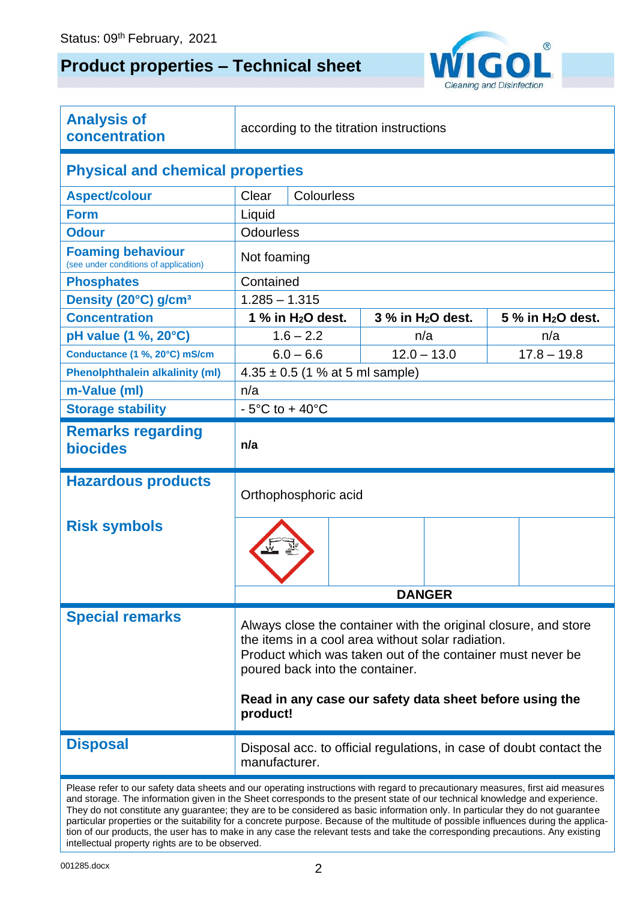Status: 09th February, 2021

# Product properties – Technical sheet

WIGOL® Cleaning and Disinfection

| | | | |
|---|---|---|---|
| **Analysis of concentration** | according to the titration instructions | | |
| **Physical and chemical properties** | | | |
| **Aspect/colour** | Clear | Colourless | |
| **Form** | Liquid | | |
| **Odour** | Odourless | | |
| **Foaming behaviour** (see under conditions of application) | Not foaming | | |
| **Phosphates** | Contained | | |
| **Density (20°C) g/cm³** | 1.285 – 1.315 | | |
| **Concentration** | **1 % in $H_2O$ dest.** | **3 % in $H_2O$ dest.** | **5 % in $H_2O$ dest.** |
| **pH value (1 %, 20°C)** | 1.6 – 2.2 | n/a | n/a |
| **Conductance (1 %, 20°C) mS/cm** | 6.0 – 6.6 | 12.0 – 13.0 | 17.8 – 19.8 |
| **Phenolphthalein alkalinity (ml)** | 4.35 ± 0.5 (1 % at 5 ml sample) | | |
| **m-Value (ml)** | n/a | | |
| **Storage stability** | - 5°C to + 40°C | | |
| **Remarks regarding biocides** | **n/a** | | |
| **Hazardous products** | Orthophosphoric acid | | |
| **Risk symbols** | **DANGER** | | |
| **Special remarks** | Always close the container with the original closure, and store the items in a cool area without solar radiation. Product which was taken out of the container must never be poured back into the container. **Read in any case our safety data sheet before using the product!** | | |
| **Disposal** | Disposal acc. to official regulations, in case of doubt contact the manufacturer. | | |

Please refer to our safety data sheets and our operating instructions with regard to precautionary measures, first aid measures and storage. The information given in the Sheet corresponds to the present state of our technical knowledge and experience. They do not constitute any guarantee; they are to be considered as basic information only. In particular they do not guarantee particular properties or the suitability for a concrete purpose. Because of the multitude of possible influences during the application of our products, the user has to make in any case the relevant tests and take the corresponding precautions. Any existing intellectual property rights are to be observed.

001285.docx